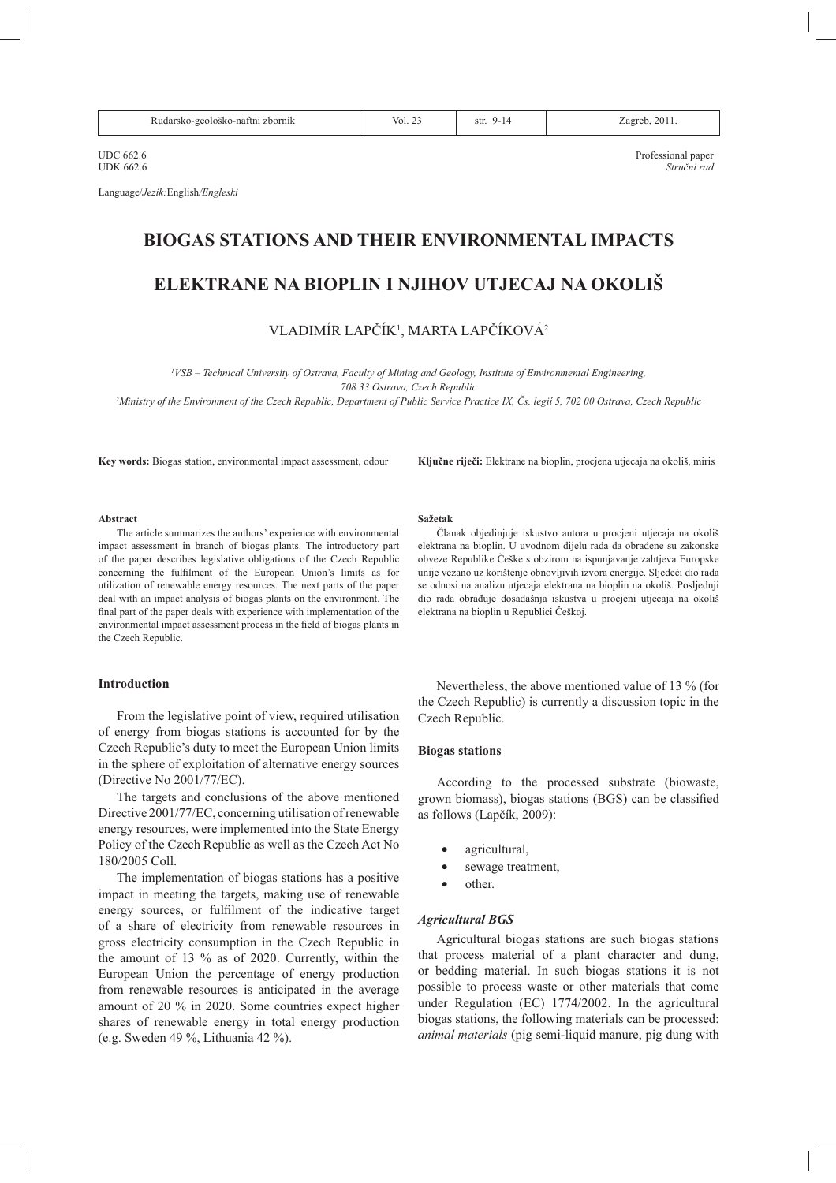UDC 662.6
UDK 662.6

Professional paper
*Stručni rad*

Language/*Jezik:* English/*Engleski*

# BIOGAS STATIONS AND THEIR ENVIRONMENTAL IMPACTS

# ELEKTRANE NA BIOPLIN I NJIHOV UTJECAJ NA OKOLIŠ

VLADIMÍR LAPČÍK[1], MARTA LAPČÍKOVÁ[2]

[1] *VSB – Technical University of Ostrava, Faculty of Mining and Geology, Institute of Environmental Engineering, 708 33 Ostrava, Czech Republic*

[2] *Ministry of the Environment of the Czech Republic, Department of Public Service Practice IX, Čs. legií 5, 702 00 Ostrava, Czech Republic*

**Key words:** Biogas station, environmental impact assessment, odour

**Ključne riječi:** Elektrane na bioplin, procjena utjecaja na okoliš, miris

**Abstract**

The article summarizes the authors' experience with environmental impact assessment in branch of biogas plants. The introductory part of the paper describes legislative obligations of the Czech Republic concerning the fulfilment of the European Union's limits as for utilization of renewable energy resources. The next parts of the paper deal with an impact analysis of biogas plants on the environment. The final part of the paper deals with experience with implementation of the environmental impact assessment process in the field of biogas plants in the Czech Republic.

**Sažetak**

Članak objedinjuje iskustvo autora u procjeni utjecaja na okoliš elektrana na bioplin. U uvodnom dijelu rada da obrađene su zakonske obveze Republike Češke s obzirom na ispunjavanje zahtjeva Europske unije vezano uz korištenje obnovljivih izvora energije. Sljedeći dio rada se odnosi na analizu utjecaja elektrana na bioplin na okoliš. Posljednji dio rada obrađuje dosadašnja iskustva u procjeni utjecaja na okoliš elektrana na bioplin u Republici Češkoj.

## Introduction

From the legislative point of view, required utilisation of energy from biogas stations is accounted for by the Czech Republic's duty to meet the European Union limits in the sphere of exploitation of alternative energy sources (Directive No 2001/77/EC).

The targets and conclusions of the above mentioned Directive 2001/77/EC, concerning utilisation of renewable energy resources, were implemented into the State Energy Policy of the Czech Republic as well as the Czech Act No 180/2005 Coll.

The implementation of biogas stations has a positive impact in meeting the targets, making use of renewable energy sources, or fulfilment of the indicative target of a share of electricity from renewable resources in gross electricity consumption in the Czech Republic in the amount of 13 % as of 2020. Currently, within the European Union the percentage of energy production from renewable resources is anticipated in the average amount of 20 % in 2020. Some countries expect higher shares of renewable energy in total energy production (e.g. Sweden 49 %, Lithuania 42 %).

Nevertheless, the above mentioned value of 13 % (for the Czech Republic) is currently a discussion topic in the Czech Republic.

## Biogas stations

According to the processed substrate (biowaste, grown biomass), biogas stations (BGS) can be classified as follows (Lapčík, 2009):

- agricultural,
- sewage treatment,
- other.

### *Agricultural BGS*

Agricultural biogas stations are such biogas stations that process material of a plant character and dung, or bedding material. In such biogas stations it is not possible to process waste or other materials that come under Regulation (EC) 1774/2002. In the agricultural biogas stations, the following materials can be processed: *animal materials* (pig semi-liquid manure, pig dung with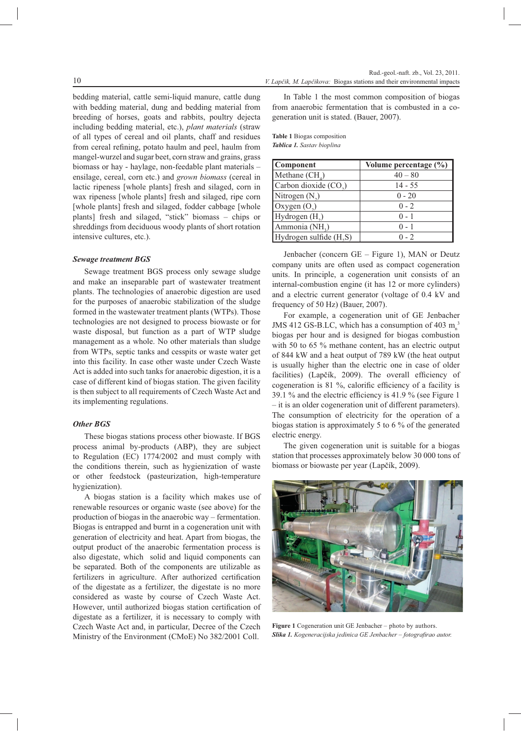bedding material, cattle semi-liquid manure, cattle dung with bedding material, dung and bedding material from breeding of horses, goats and rabbits, poultry dejecta including bedding material, etc.), *plant materials* (straw of all types of cereal and oil plants, chaff and residues from cereal refining, potato haulm and peel, haulm from mangel-wurzel and sugar beet, corn straw and grains, grass biomass or hay - haylage, non-feedable plant materials – ensilage, cereal, corn etc.) and *grown biomass* (cereal in lactic ripeness [whole plants] fresh and silaged, corn in wax ripeness [whole plants] fresh and silaged, ripe corn [whole plants] fresh and silaged, fodder cabbage [whole plants] fresh and silaged, "stick" biomass – chips or shreddings from deciduous woody plants of short rotation intensive cultures, etc.).

### *Sewage treatment BGS*

Sewage treatment BGS process only sewage sludge and make an inseparable part of wastewater treatment plants. The technologies of anaerobic digestion are used for the purposes of anaerobic stabilization of the sludge formed in the wastewater treatment plants (WTPs). Those technologies are not designed to process biowaste or for waste disposal, but function as a part of WTP sludge management as a whole. No other materials than sludge from WTPs, septic tanks and cesspits or waste water get into this facility. In case other waste under Czech Waste Act is added into such tanks for anaerobic digestion, it is a case of different kind of biogas station. The given facility is then subject to all requirements of Czech Waste Act and its implementing regulations.

### *Other BGS*

These biogas stations process other biowaste. If BGS process animal by-products (ABP), they are subject to Regulation (EC) 1774/2002 and must comply with the conditions therein, such as hygienization of waste or other feedstock (pasteurization, high-temperature hygienization).

A biogas station is a facility which makes use of renewable resources or organic waste (see above) for the production of biogas in the anaerobic way – fermentation. Biogas is entrapped and burnt in a cogeneration unit with generation of electricity and heat. Apart from biogas, the output product of the anaerobic fermentation process is also digestate, which solid and liquid components can be separated. Both of the components are utilizable as fertilizers in agriculture. After authorized certification of the digestate as a fertilizer, the digestate is no more considered as waste by course of Czech Waste Act. However, until authorized biogas station certification of digestate as a fertilizer, it is necessary to comply with Czech Waste Act and, in particular, Decree of the Czech Ministry of the Environment (CMoE) No 382/2001 Coll.

In Table 1 the most common composition of biogas from anaerobic fermentation that is combusted in a co-generation unit is stated. (Bauer, 2007).

**Table 1** Biogas composition
***Tablica 1.*** *Sastav bioplina*

| Component | Volume percentage (%) |
|---|---|
| Methane ($CH_4$) | 40 – 80 |
| Carbon dioxide ($CO_2$) | 14 - 55 |
| Nitrogen ($N_2$) | 0 - 20 |
| Oxygen ($O_2$) | 0 - 2 |
| Hydrogen ($H_2$) | 0 - 1 |
| Ammonia ($NH_3$) | 0 - 1 |
| Hydrogen sulfide ($H_2S$) | 0 - 2 |

Jenbacher (concern GE – Figure 1), MAN or Deutz company units are often used as compact cogeneration units. In principle, a cogeneration unit consists of an internal-combustion engine (it has 12 or more cylinders) and a electric current generator (voltage of 0.4 kV and frequency of 50 Hz) (Bauer, 2007).

For example, a cogeneration unit of GE Jenbacher JMS 412 GS-B.LC, which has a consumption of 403 $m_n^3$ biogas per hour and is designed for biogas combustion with 50 to 65 % methane content, has an electric output of 844 kW and a heat output of 789 kW (the heat output is usually higher than the electric one in case of older facilities) (Lapčík, 2009). The overall efficiency of cogeneration is 81 %, calorific efficiency of a facility is 39.1 % and the electric efficiency is 41.9 % (see Figure 1 – it is an older cogeneration unit of different parameters). The consumption of electricity for the operation of a biogas station is approximately 5 to 6 % of the generated electric energy.

The given cogeneration unit is suitable for a biogas station that processes approximately below 30 000 tons of biomass or biowaste per year (Lapčík, 2009).

**Figure 1** Cogeneration unit GE Jenbacher – photo by authors.
***Slika 1.*** *Kogeneracijska jedinica GE Jenbacher – fotografirao autor.*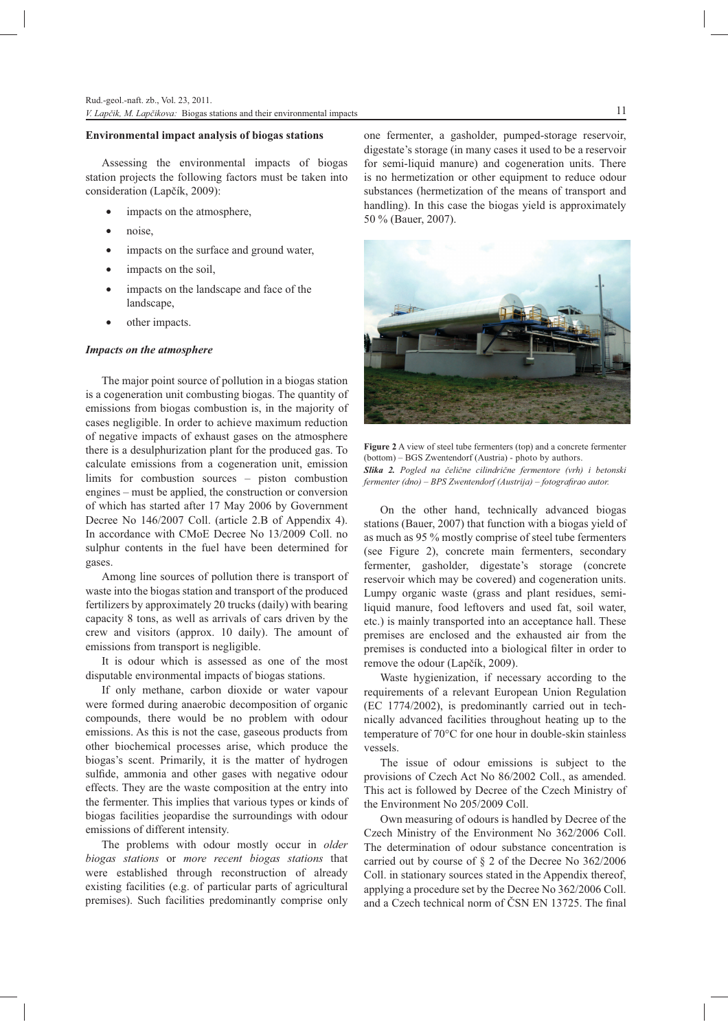**Environmental impact analysis of biogas stations**

Assessing the environmental impacts of biogas station projects the following factors must be taken into consideration (Lapčík, 2009):

- impacts on the atmosphere,
- noise,
- impacts on the surface and ground water,
- impacts on the soil,
- impacts on the landscape and face of the landscape,
- other impacts.

***Impacts on the atmosphere***

The major point source of pollution in a biogas station is a cogeneration unit combusting biogas. The quantity of emissions from biogas combustion is, in the majority of cases negligible. In order to achieve maximum reduction of negative impacts of exhaust gases on the atmosphere there is a desulphurization plant for the produced gas. To calculate emissions from a cogeneration unit, emission limits for combustion sources – piston combustion engines – must be applied, the construction or conversion of which has started after 17 May 2006 by Government Decree No 146/2007 Coll. (article 2.B of Appendix 4). In accordance with CMoE Decree No 13/2009 Coll. no sulphur contents in the fuel have been determined for gases.

Among line sources of pollution there is transport of waste into the biogas station and transport of the produced fertilizers by approximately 20 trucks (daily) with bearing capacity 8 tons, as well as arrivals of cars driven by the crew and visitors (approx. 10 daily). The amount of emissions from transport is negligible.

It is odour which is assessed as one of the most disputable environmental impacts of biogas stations.

If only methane, carbon dioxide or water vapour were formed during anaerobic decomposition of organic compounds, there would be no problem with odour emissions. As this is not the case, gaseous products from other biochemical processes arise, which produce the biogas's scent. Primarily, it is the matter of hydrogen sulfide, ammonia and other gases with negative odour effects. They are the waste composition at the entry into the fermenter. This implies that various types or kinds of biogas facilities jeopardise the surroundings with odour emissions of different intensity.

The problems with odour mostly occur in *older biogas stations* or *more recent biogas stations* that were established through reconstruction of already existing facilities (e.g. of particular parts of agricultural premises). Such facilities predominantly comprise only one fermenter, a gasholder, pumped-storage reservoir, digestate's storage (in many cases it used to be a reservoir for semi-liquid manure) and cogeneration units. There is no hermetization or other equipment to reduce odour substances (hermetization of the means of transport and handling). In this case the biogas yield is approximately 50 % (Bauer, 2007).

**Figure 2** A view of steel tube fermenters (top) and a concrete fermenter (bottom) – BGS Zwentendorf (Austria) - photo by authors.
***Slika 2.*** *Pogled na čelične cilindrične fermentore (vrh) i betonski fermenter (dno) – BPS Zwentendorf (Austrija) – fotografirao autor.*

On the other hand, technically advanced biogas stations (Bauer, 2007) that function with a biogas yield of as much as 95 % mostly comprise of steel tube fermenters (see Figure 2), concrete main fermenters, secondary fermenter, gasholder, digestate's storage (concrete reservoir which may be covered) and cogeneration units. Lumpy organic waste (grass and plant residues, semi-liquid manure, food leftovers and used fat, soil water, etc.) is mainly transported into an acceptance hall. These premises are enclosed and the exhausted air from the premises is conducted into a biological filter in order to remove the odour (Lapčík, 2009).

Waste hygienization, if necessary according to the requirements of a relevant European Union Regulation (EC 1774/2002), is predominantly carried out in technically advanced facilities throughout heating up to the temperature of 70°C for one hour in double-skin stainless vessels.

The issue of odour emissions is subject to the provisions of Czech Act No 86/2002 Coll., as amended. This act is followed by Decree of the Czech Ministry of the Environment No 205/2009 Coll.

Own measuring of odours is handled by Decree of the Czech Ministry of the Environment No 362/2006 Coll. The determination of odour substance concentration is carried out by course of § 2 of the Decree No 362/2006 Coll. in stationary sources stated in the Appendix thereof, applying a procedure set by the Decree No 362/2006 Coll. and a Czech technical norm of ČSN EN 13725. The final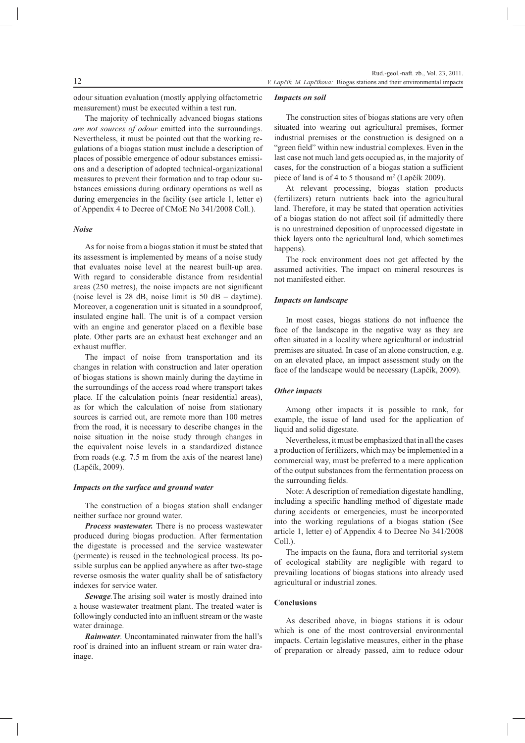odour situation evaluation (mostly applying olfactometric measurement) must be executed within a test run.

The majority of technically advanced biogas stations *are not sources of odour* emitted into the surroundings. Nevertheless, it must be pointed out that the working regulations of a biogas station must include a description of places of possible emergence of odour substances emissions and a description of adopted technical-organizational measures to prevent their formation and to trap odour substances emissions during ordinary operations as well as during emergencies in the facility (see article 1, letter e) of Appendix 4 to Decree of CMoE No 341/2008 Coll.).

### *Noise*

As for noise from a biogas station it must be stated that its assessment is implemented by means of a noise study that evaluates noise level at the nearest built-up area. With regard to considerable distance from residential areas (250 metres), the noise impacts are not significant (noise level is 28 dB, noise limit is 50 dB – daytime). Moreover, a cogeneration unit is situated in a soundproof, insulated engine hall. The unit is of a compact version with an engine and generator placed on a flexible base plate. Other parts are an exhaust heat exchanger and an exhaust muffler.

The impact of noise from transportation and its changes in relation with construction and later operation of biogas stations is shown mainly during the daytime in the surroundings of the access road where transport takes place. If the calculation points (near residential areas), as for which the calculation of noise from stationary sources is carried out, are remote more than 100 metres from the road, it is necessary to describe changes in the noise situation in the noise study through changes in the equivalent noise levels in a standardized distance from roads (e.g. 7.5 m from the axis of the nearest lane) (Lapčík, 2009).

### *Impacts on the surface and ground water*

The construction of a biogas station shall endanger neither surface nor ground water.

***Process wastewater.*** There is no process wastewater produced during biogas production. After fermentation the digestate is processed and the service wastewater (permeate) is reused in the technological process. Its possible surplus can be applied anywhere as after two-stage reverse osmosis the water quality shall be of satisfactory indexes for service water.

***Sewage.*** The arising soil water is mostly drained into a house wastewater treatment plant. The treated water is followingly conducted into an influent stream or the waste water drainage.

***Rainwater.*** Uncontaminated rainwater from the hall's roof is drained into an influent stream or rain water drainage.

### *Impacts on soil*

The construction sites of biogas stations are very often situated into wearing out agricultural premises, former industrial premises or the construction is designed on a "green field" within new industrial complexes. Even in the last case not much land gets occupied as, in the majority of cases, for the construction of a biogas station a sufficient piece of land is of 4 to 5 thousand m$^2$ (Lapčík 2009).

At relevant processing, biogas station products (fertilizers) return nutrients back into the agricultural land. Therefore, it may be stated that operation activities of a biogas station do not affect soil (if admittedly there is no unrestrained deposition of unprocessed digestate in thick layers onto the agricultural land, which sometimes happens).

The rock environment does not get affected by the assumed activities. The impact on mineral resources is not manifested either.

### *Impacts on landscape*

In most cases, biogas stations do not influence the face of the landscape in the negative way as they are often situated in a locality where agricultural or industrial premises are situated. In case of an alone construction, e.g. on an elevated place, an impact assessment study on the face of the landscape would be necessary (Lapčík, 2009).

### *Other impacts*

Among other impacts it is possible to rank, for example, the issue of land used for the application of liquid and solid digestate.

Nevertheless, it must be emphasized that in all the cases a production of fertilizers, which may be implemented in a commercial way, must be preferred to a mere application of the output substances from the fermentation process on the surrounding fields.

Note: A description of remediation digestate handling, including a specific handling method of digestate made during accidents or emergencies, must be incorporated into the working regulations of a biogas station (See article 1, letter e) of Appendix 4 to Decree No 341/2008 Coll.).

The impacts on the fauna, flora and territorial system of ecological stability are negligible with regard to prevailing locations of biogas stations into already used agricultural or industrial zones.

## Conclusions

As described above, in biogas stations it is odour which is one of the most controversial environmental impacts. Certain legislative measures, either in the phase of preparation or already passed, aim to reduce odour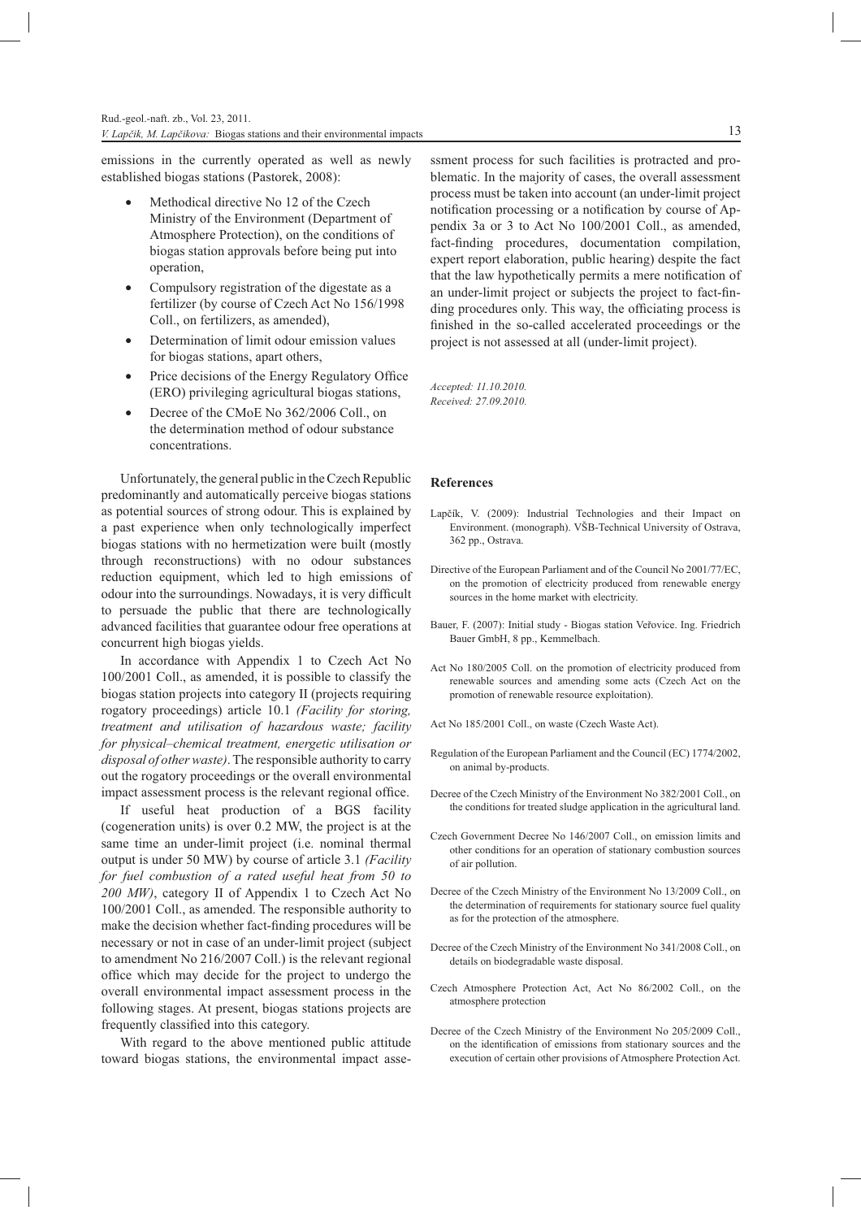emissions in the currently operated as well as newly established biogas stations (Pastorek, 2008):

- Methodical directive No 12 of the Czech Ministry of the Environment (Department of Atmosphere Protection), on the conditions of biogas station approvals before being put into operation,
- Compulsory registration of the digestate as a fertilizer (by course of Czech Act No 156/1998 Coll., on fertilizers, as amended),
- Determination of limit odour emission values for biogas stations, apart others,
- Price decisions of the Energy Regulatory Office (ERO) privileging agricultural biogas stations,
- Decree of the CMoE No 362/2006 Coll., on the determination method of odour substance concentrations.

Unfortunately, the general public in the Czech Republic predominantly and automatically perceive biogas stations as potential sources of strong odour. This is explained by a past experience when only technologically imperfect biogas stations with no hermetization were built (mostly through reconstructions) with no odour substances reduction equipment, which led to high emissions of odour into the surroundings. Nowadays, it is very difficult to persuade the public that there are technologically advanced facilities that guarantee odour free operations at concurrent high biogas yields.

In accordance with Appendix 1 to Czech Act No 100/2001 Coll., as amended, it is possible to classify the biogas station projects into category II (projects requiring rogatory proceedings) article 10.1 *(Facility for storing, treatment and utilisation of hazardous waste; facility for physical–chemical treatment, energetic utilisation or disposal of other waste)*. The responsible authority to carry out the rogatory proceedings or the overall environmental impact assessment process is the relevant regional office.

If useful heat production of a BGS facility (cogeneration units) is over 0.2 MW, the project is at the same time an under-limit project (i.e. nominal thermal output is under 50 MW) by course of article 3.1 *(Facility for fuel combustion of a rated useful heat from 50 to 200 MW)*, category II of Appendix 1 to Czech Act No 100/2001 Coll., as amended. The responsible authority to make the decision whether fact-finding procedures will be necessary or not in case of an under-limit project (subject to amendment No 216/2007 Coll.) is the relevant regional office which may decide for the project to undergo the overall environmental impact assessment process in the following stages. At present, biogas stations projects are frequently classified into this category.

With regard to the above mentioned public attitude toward biogas stations, the environmental impact assessment process for such facilities is protracted and problematic. In the majority of cases, the overall assessment process must be taken into account (an under-limit project notification processing or a notification by course of Appendix 3a or 3 to Act No 100/2001 Coll., as amended, fact-finding procedures, documentation compilation, expert report elaboration, public hearing) despite the fact that the law hypothetically permits a mere notification of an under-limit project or subjects the project to fact-finding procedures only. This way, the officiating process is finished in the so-called accelerated proceedings or the project is not assessed at all (under-limit project).

*Accepted: 11.10.2010.*
*Received: 27.09.2010.*

## References

Lapčík, V. (2009): Industrial Technologies and their Impact on Environment. (monograph). VŠB-Technical University of Ostrava, 362 pp., Ostrava.

Directive of the European Parliament and of the Council No 2001/77/EC, on the promotion of electricity produced from renewable energy sources in the home market with electricity.

Bauer, F. (2007): Initial study - Biogas station Veřovice. Ing. Friedrich Bauer GmbH, 8 pp., Kemmelbach.

Act No 180/2005 Coll. on the promotion of electricity produced from renewable sources and amending some acts (Czech Act on the promotion of renewable resource exploitation).

Act No 185/2001 Coll., on waste (Czech Waste Act).

Regulation of the European Parliament and the Council (EC) 1774/2002, on animal by-products.

Decree of the Czech Ministry of the Environment No 382/2001 Coll., on the conditions for treated sludge application in the agricultural land.

Czech Government Decree No 146/2007 Coll., on emission limits and other conditions for an operation of stationary combustion sources of air pollution.

Decree of the Czech Ministry of the Environment No 13/2009 Coll., on the determination of requirements for stationary source fuel quality as for the protection of the atmosphere.

Decree of the Czech Ministry of the Environment No 341/2008 Coll., on details on biodegradable waste disposal.

Czech Atmosphere Protection Act, Act No 86/2002 Coll., on the atmosphere protection

Decree of the Czech Ministry of the Environment No 205/2009 Coll., on the identification of emissions from stationary sources and the execution of certain other provisions of Atmosphere Protection Act.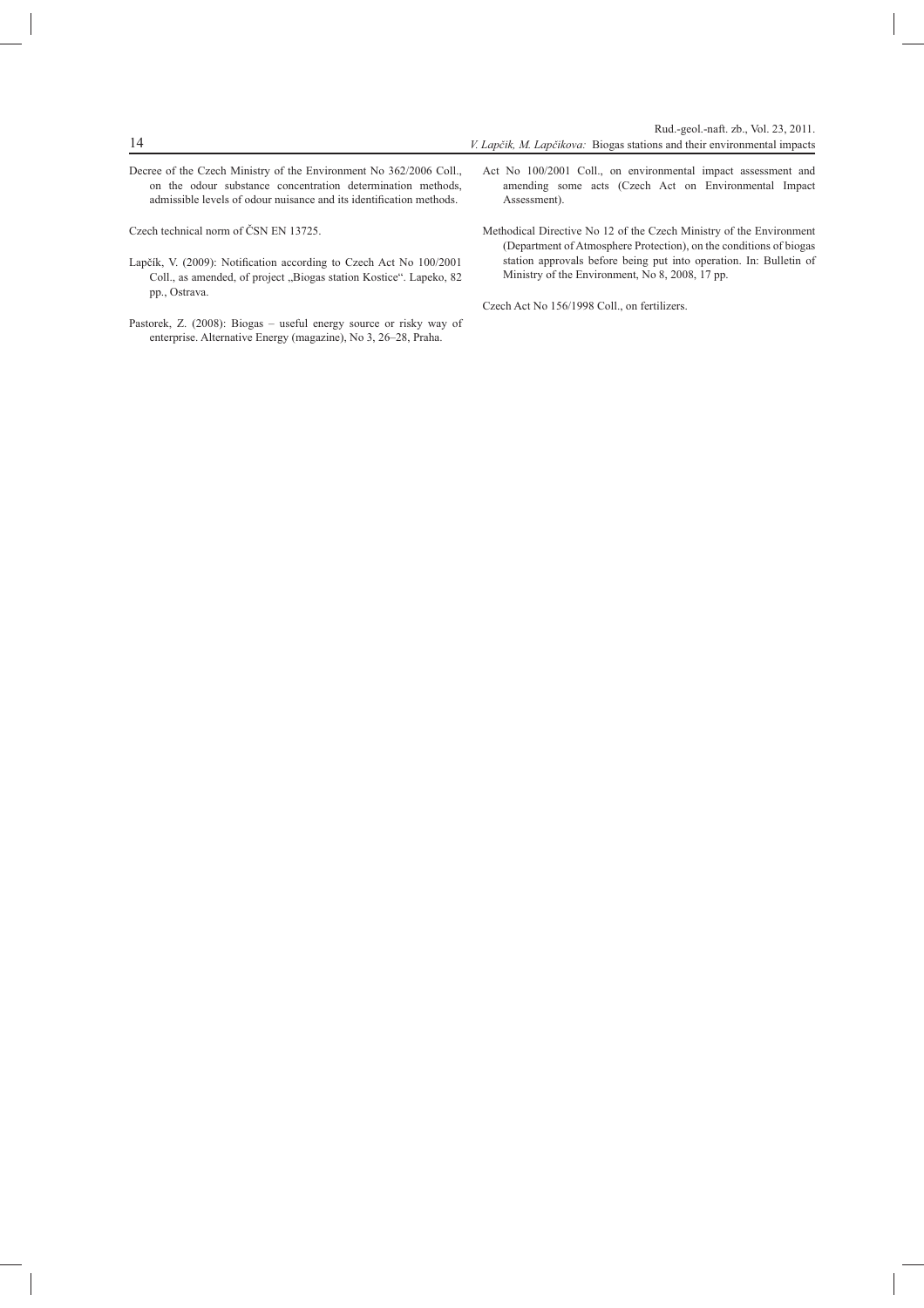Decree of the Czech Ministry of the Environment No 362/2006 Coll., on the odour substance concentration determination methods, admissible levels of odour nuisance and its identification methods.

Czech technical norm of ČSN EN 13725.

Lapčík, V. (2009): Notification according to Czech Act No 100/2001 Coll., as amended, of project „Biogas station Kostice". Lapeko, 82 pp., Ostrava.

Pastorek, Z. (2008): Biogas – useful energy source or risky way of enterprise. Alternative Energy (magazine), No 3, 26–28, Praha.

Act No 100/2001 Coll., on environmental impact assessment and amending some acts (Czech Act on Environmental Impact Assessment).

Methodical Directive No 12 of the Czech Ministry of the Environment (Department of Atmosphere Protection), on the conditions of biogas station approvals before being put into operation. In: Bulletin of Ministry of the Environment, No 8, 2008, 17 pp.

Czech Act No 156/1998 Coll., on fertilizers.